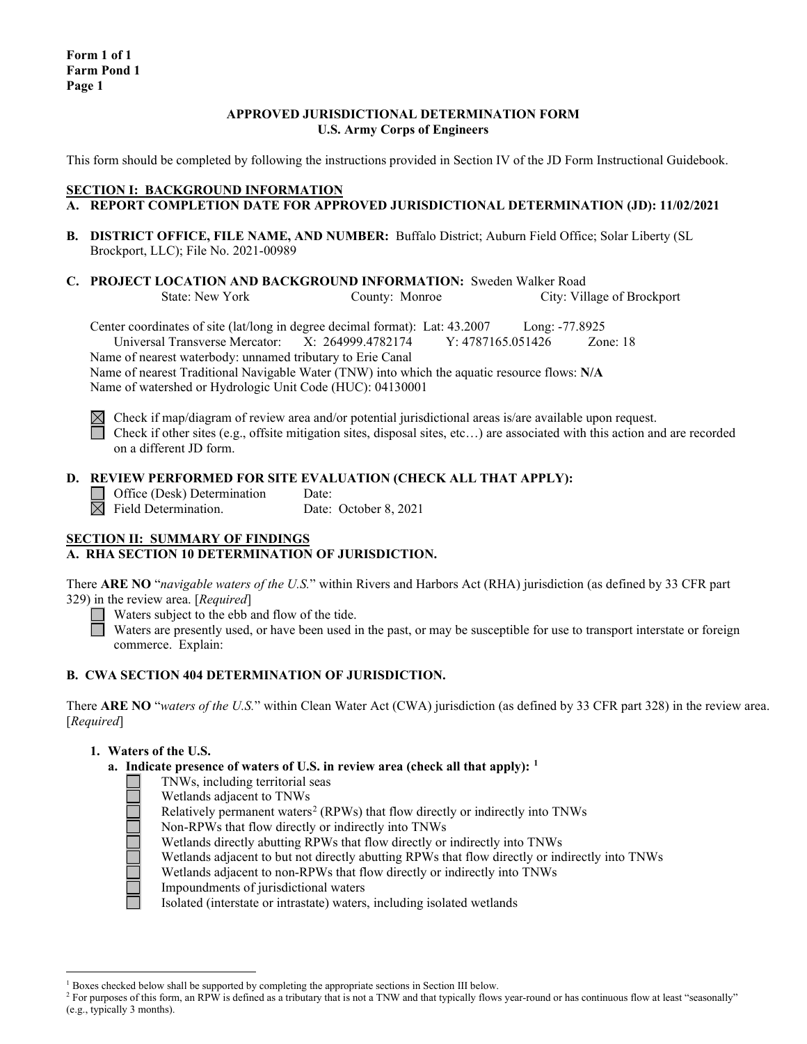**Form 1 of 1**
**Farm Pond 1**
**Page 1**

**APPROVED JURISDICTIONAL DETERMINATION FORM**
**U.S. Army Corps of Engineers**

This form should be completed by following the instructions provided in Section IV of the JD Form Instructional Guidebook.

## SECTION I: BACKGROUND INFORMATION

**A. REPORT COMPLETION DATE FOR APPROVED JURISDICTIONAL DETERMINATION (JD): 11/02/2021**

**B. DISTRICT OFFICE, FILE NAME, AND NUMBER:** Buffalo District; Auburn Field Office; Solar Liberty (SL Brockport, LLC); File No. 2021-00989

**C. PROJECT LOCATION AND BACKGROUND INFORMATION:** Sweden Walker Road
State: New York County: Monroe City: Village of Brockport

Center coordinates of site (lat/long in degree decimal format): Lat: 43.2007 Long: -77.8925
Universal Transverse Mercator: X: 264999.4782174 Y: 4787165.051426 Zone: 18
Name of nearest waterbody: unnamed tributary to Erie Canal
Name of nearest Traditional Navigable Water (TNW) into which the aquatic resource flows: **N/A**
Name of watershed or Hydrologic Unit Code (HUC): 04130001

☒ Check if map/diagram of review area and/or potential jurisdictional areas is/are available upon request.
☐ Check if other sites (e.g., offsite mitigation sites, disposal sites, etc…) are associated with this action and are recorded on a different JD form.

**D. REVIEW PERFORMED FOR SITE EVALUATION (CHECK ALL THAT APPLY):**

☐ Office (Desk) Determination Date:
☒ Field Determination. Date: October 8, 2021

## SECTION II: SUMMARY OF FINDINGS

**A. RHA SECTION 10 DETERMINATION OF JURISDICTION.**

There **ARE NO** "*navigable waters of the U.S.*" within Rivers and Harbors Act (RHA) jurisdiction (as defined by 33 CFR part 329) in the review area. [*Required*]

☐ Waters subject to the ebb and flow of the tide.
☐ Waters are presently used, or have been used in the past, or may be susceptible for use to transport interstate or foreign commerce. Explain:

**B. CWA SECTION 404 DETERMINATION OF JURISDICTION.**

There **ARE NO** "*waters of the U.S.*" within Clean Water Act (CWA) jurisdiction (as defined by 33 CFR part 328) in the review area. [*Required*]

**1. Waters of the U.S.**

**a. Indicate presence of waters of U.S. in review area (check all that apply):** [1]

☐ TNWs, including territorial seas
☐ Wetlands adjacent to TNWs
☐ Relatively permanent waters[2] (RPWs) that flow directly or indirectly into TNWs
☐ Non-RPWs that flow directly or indirectly into TNWs
☐ Wetlands directly abutting RPWs that flow directly or indirectly into TNWs
☐ Wetlands adjacent to but not directly abutting RPWs that flow directly or indirectly into TNWs
☐ Wetlands adjacent to non-RPWs that flow directly or indirectly into TNWs
☐ Impoundments of jurisdictional waters
☐ Isolated (interstate or intrastate) waters, including isolated wetlands

---

[1] Boxes checked below shall be supported by completing the appropriate sections in Section III below.
[2] For purposes of this form, an RPW is defined as a tributary that is not a TNW and that typically flows year-round or has continuous flow at least "seasonally" (e.g., typically 3 months).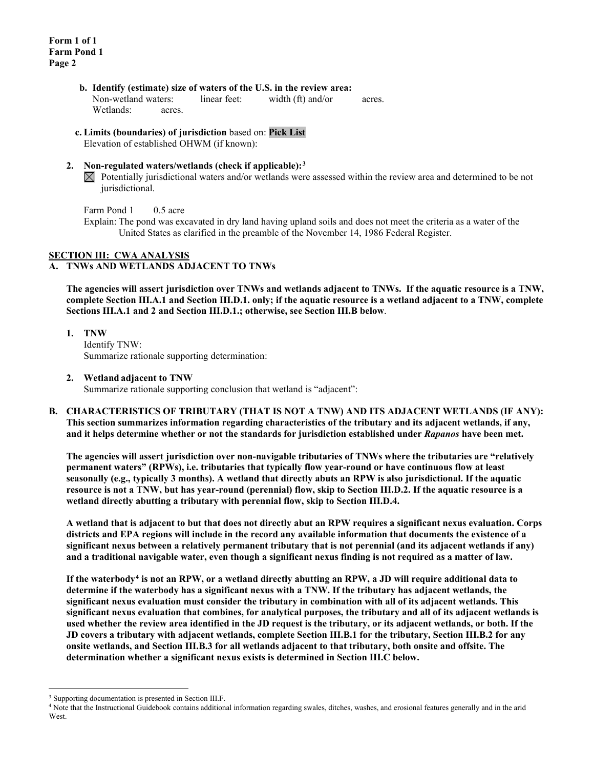**b. Identify (estimate) size of waters of the U.S. in the review area:**

Non-wetland waters: linear feet: width (ft) and/or acres.
Wetlands: acres.

**c. Limits (boundaries) of jurisdiction** based on: **Pick List**

Elevation of established OHWM (if known):

**2. Non-regulated waters/wetlands (check if applicable):**[3]

☒ Potentially jurisdictional waters and/or wetlands were assessed within the review area and determined to be not jurisdictional.

Farm Pond 1 0.5 acre

Explain: The pond was excavated in dry land having upland soils and does not meet the criteria as a water of the United States as clarified in the preamble of the November 14, 1986 Federal Register.

## SECTION III: CWA ANALYSIS

### A. TNWs AND WETLANDS ADJACENT TO TNWs

**The agencies will assert jurisdiction over TNWs and wetlands adjacent to TNWs. If the aquatic resource is a TNW, complete Section III.A.1 and Section III.D.1. only; if the aquatic resource is a wetland adjacent to a TNW, complete Sections III.A.1 and 2 and Section III.D.1.; otherwise, see Section III.B below**.

**1. TNW**

Identify TNW:

Summarize rationale supporting determination:

**2. Wetland adjacent to TNW**

Summarize rationale supporting conclusion that wetland is "adjacent":

### B. CHARACTERISTICS OF TRIBUTARY (THAT IS NOT A TNW) AND ITS ADJACENT WETLANDS (IF ANY):

**This section summarizes information regarding characteristics of the tributary and its adjacent wetlands, if any, and it helps determine whether or not the standards for jurisdiction established under *Rapanos* have been met.**

**The agencies will assert jurisdiction over non-navigable tributaries of TNWs where the tributaries are "relatively permanent waters" (RPWs), i.e. tributaries that typically flow year-round or have continuous flow at least seasonally (e.g., typically 3 months). A wetland that directly abuts an RPW is also jurisdictional. If the aquatic resource is not a TNW, but has year-round (perennial) flow, skip to Section III.D.2. If the aquatic resource is a wetland directly abutting a tributary with perennial flow, skip to Section III.D.4.**

**A wetland that is adjacent to but that does not directly abut an RPW requires a significant nexus evaluation. Corps districts and EPA regions will include in the record any available information that documents the existence of a significant nexus between a relatively permanent tributary that is not perennial (and its adjacent wetlands if any) and a traditional navigable water, even though a significant nexus finding is not required as a matter of law.**

**If the waterbody[4] is not an RPW, or a wetland directly abutting an RPW, a JD will require additional data to determine if the waterbody has a significant nexus with a TNW. If the tributary has adjacent wetlands, the significant nexus evaluation must consider the tributary in combination with all of its adjacent wetlands. This significant nexus evaluation that combines, for analytical purposes, the tributary and all of its adjacent wetlands is used whether the review area identified in the JD request is the tributary, or its adjacent wetlands, or both. If the JD covers a tributary with adjacent wetlands, complete Section III.B.1 for the tributary, Section III.B.2 for any onsite wetlands, and Section III.B.3 for all wetlands adjacent to that tributary, both onsite and offsite. The determination whether a significant nexus exists is determined in Section III.C below.**

---

[3] Supporting documentation is presented in Section III.F.

[4] Note that the Instructional Guidebook contains additional information regarding swales, ditches, washes, and erosional features generally and in the arid West.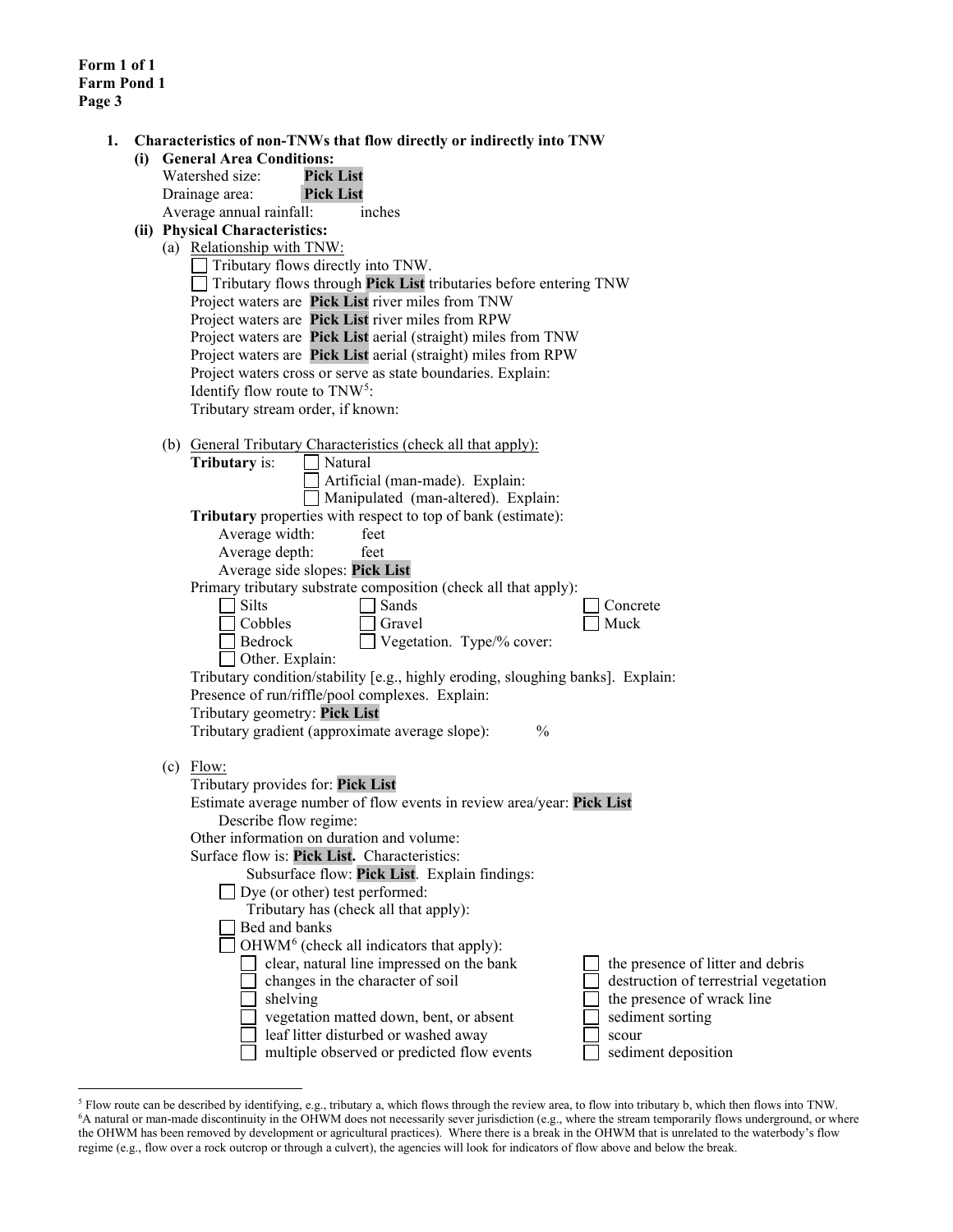**Form 1 of 1**
**Farm Pond 1**
**Page 3**

**1. Characteristics of non-TNWs that flow directly or indirectly into TNW**

**(i) General Area Conditions:**

Watershed size: **Pick List**
Drainage area: **Pick List**
Average annual rainfall: inches

**(ii) Physical Characteristics:**

(a) Relationship with TNW:

☐ Tributary flows directly into TNW.
☐ Tributary flows through **Pick List** tributaries before entering TNW

Project waters are **Pick List** river miles from TNW
Project waters are **Pick List** river miles from RPW
Project waters are **Pick List** aerial (straight) miles from TNW
Project waters are **Pick List** aerial (straight) miles from RPW
Project waters cross or serve as state boundaries. Explain:
Identify flow route to TNW[5]:
Tributary stream order, if known:

(b) General Tributary Characteristics (check all that apply):

**Tributary** is: ☐ Natural
☐ Artificial (man-made). Explain:
☐ Manipulated (man-altered). Explain:

**Tributary** properties with respect to top of bank (estimate):

Average width: feet
Average depth: feet
Average side slopes: **Pick List**

Primary tributary substrate composition (check all that apply):

☐ Silts ☐ Sands ☐ Concrete
☐ Cobbles ☐ Gravel ☐ Muck
☐ Bedrock ☐ Vegetation. Type/% cover:
☐ Other. Explain:

Tributary condition/stability [e.g., highly eroding, sloughing banks]. Explain:
Presence of run/riffle/pool complexes. Explain:
Tributary geometry: **Pick List**
Tributary gradient (approximate average slope): %

(c) Flow:

Tributary provides for: **Pick List**
Estimate average number of flow events in review area/year: **Pick List**
Describe flow regime:
Other information on duration and volume:
Surface flow is: **Pick List.** Characteristics:
Subsurface flow: **Pick List**. Explain findings:
☐ Dye (or other) test performed:

Tributary has (check all that apply):

☐ Bed and banks
☐ OHWM[6] (check all indicators that apply):

☐ clear, natural line impressed on the bank
☐ changes in the character of soil
☐ shelving
☐ vegetation matted down, bent, or absent
☐ leaf litter disturbed or washed away
☐ multiple observed or predicted flow events
☐ the presence of litter and debris
☐ destruction of terrestrial vegetation
☐ the presence of wrack line
☐ sediment sorting
☐ scour
☐ sediment deposition

---

[5] Flow route can be described by identifying, e.g., tributary a, which flows through the review area, to flow into tributary b, which then flows into TNW.
[6] A natural or man-made discontinuity in the OHWM does not necessarily sever jurisdiction (e.g., where the stream temporarily flows underground, or where the OHWM has been removed by development or agricultural practices). Where there is a break in the OHWM that is unrelated to the waterbody's flow regime (e.g., flow over a rock outcrop or through a culvert), the agencies will look for indicators of flow above and below the break.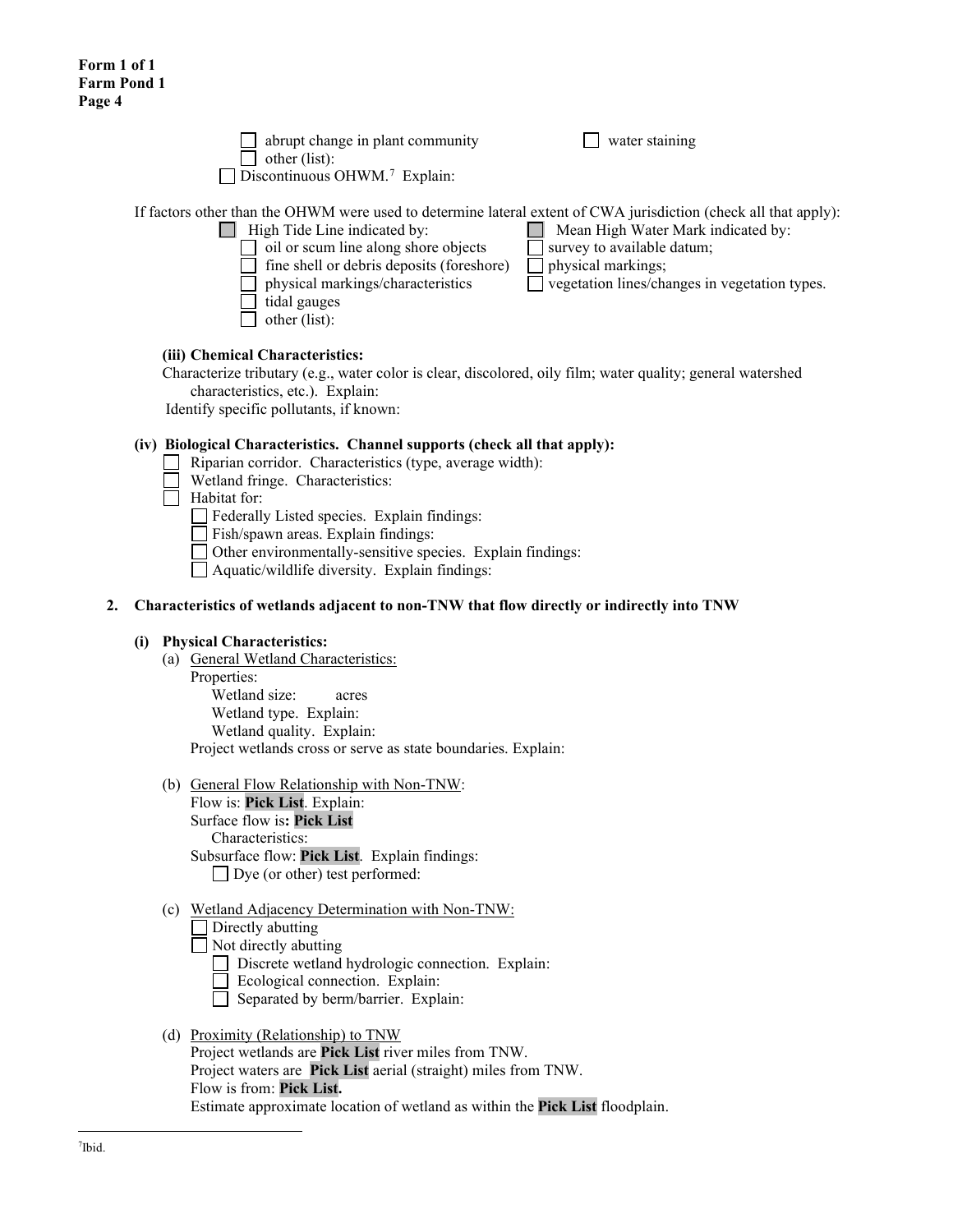☐ abrupt change in plant community ☐ water staining
☐ other (list):
☐ Discontinuous OHWM.[7] Explain:

If factors other than the OHWM were used to determine lateral extent of CWA jurisdiction (check all that apply):

☐ High Tide Line indicated by:
- ☐ oil or scum line along shore objects
- ☐ fine shell or debris deposits (foreshore)
- ☐ physical markings/characteristics
- ☐ tidal gauges
- ☐ other (list):

☐ Mean High Water Mark indicated by:
- ☐ survey to available datum;
- ☐ physical markings;
- ☐ vegetation lines/changes in vegetation types.

**(iii) Chemical Characteristics:**

Characterize tributary (e.g., water color is clear, discolored, oily film; water quality; general watershed characteristics, etc.). Explain:

Identify specific pollutants, if known:

**(iv) Biological Characteristics. Channel supports (check all that apply):**

☐ Riparian corridor. Characteristics (type, average width):
☐ Wetland fringe. Characteristics:
☐ Habitat for:
- ☐ Federally Listed species. Explain findings:
- ☐ Fish/spawn areas. Explain findings:
- ☐ Other environmentally-sensitive species. Explain findings:
- ☐ Aquatic/wildlife diversity. Explain findings:

**2. Characteristics of wetlands adjacent to non-TNW that flow directly or indirectly into TNW**

**(i) Physical Characteristics:**

(a) General Wetland Characteristics:

Properties:
Wetland size: acres
Wetland type. Explain:
Wetland quality. Explain:

Project wetlands cross or serve as state boundaries. Explain:

(b) General Flow Relationship with Non-TNW:

Flow is: **Pick List**. Explain:
Surface flow is**: Pick List**
Characteristics:
Subsurface flow: **Pick List**. Explain findings:
☐ Dye (or other) test performed:

(c) Wetland Adjacency Determination with Non-TNW:

☐ Directly abutting
☐ Not directly abutting
- ☐ Discrete wetland hydrologic connection. Explain:
- ☐ Ecological connection. Explain:
- ☐ Separated by berm/barrier. Explain:

(d) Proximity (Relationship) to TNW

Project wetlands are **Pick List** river miles from TNW.
Project waters are **Pick List** aerial (straight) miles from TNW.
Flow is from: **Pick List.**
Estimate approximate location of wetland as within the **Pick List** floodplain.

---

[7] Ibid.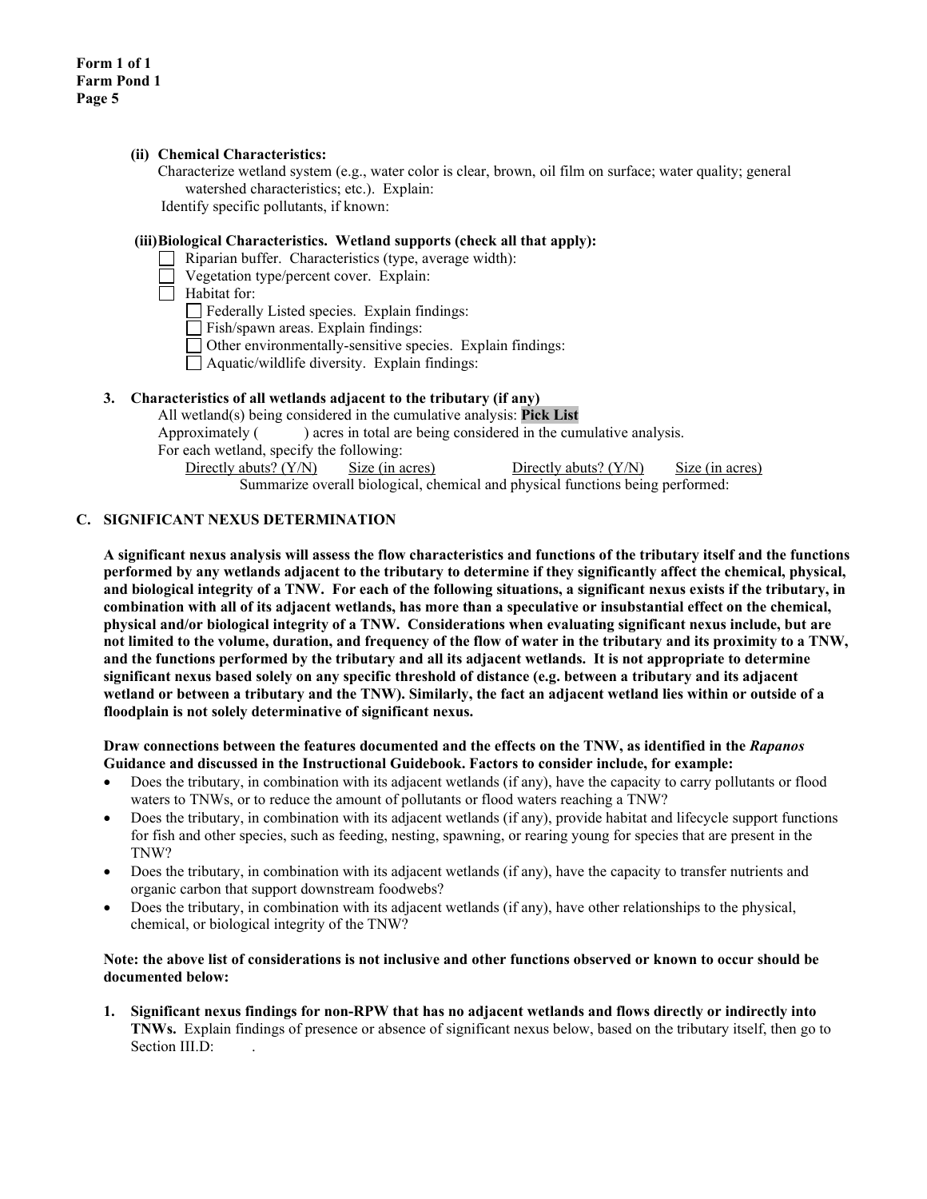**(ii) Chemical Characteristics:**

Characterize wetland system (e.g., water color is clear, brown, oil film on surface; water quality; general watershed characteristics; etc.). Explain:

Identify specific pollutants, if known:

**(iii) Biological Characteristics. Wetland supports (check all that apply):**

- ☐ Riparian buffer. Characteristics (type, average width):
- ☐ Vegetation type/percent cover. Explain:
- ☐ Habitat for:
  - ☐ Federally Listed species. Explain findings:
  - ☐ Fish/spawn areas. Explain findings:
  - ☐ Other environmentally-sensitive species. Explain findings:
  - ☐ Aquatic/wildlife diversity. Explain findings:

**3. Characteristics of all wetlands adjacent to the tributary (if any)**

All wetland(s) being considered in the cumulative analysis: **Pick List**

Approximately (          ) acres in total are being considered in the cumulative analysis.

For each wetland, specify the following:

| Directly abuts? (Y/N) | Size (in acres) | Directly abuts? (Y/N) | Size (in acres) |
| --- | --- | --- | --- |

Summarize overall biological, chemical and physical functions being performed:

## C. SIGNIFICANT NEXUS DETERMINATION

**A significant nexus analysis will assess the flow characteristics and functions of the tributary itself and the functions performed by any wetlands adjacent to the tributary to determine if they significantly affect the chemical, physical, and biological integrity of a TNW. For each of the following situations, a significant nexus exists if the tributary, in combination with all of its adjacent wetlands, has more than a speculative or insubstantial effect on the chemical, physical and/or biological integrity of a TNW. Considerations when evaluating significant nexus include, but are not limited to the volume, duration, and frequency of the flow of water in the tributary and its proximity to a TNW, and the functions performed by the tributary and all its adjacent wetlands. It is not appropriate to determine significant nexus based solely on any specific threshold of distance (e.g. between a tributary and its adjacent wetland or between a tributary and the TNW). Similarly, the fact an adjacent wetland lies within or outside of a floodplain is not solely determinative of significant nexus.**

**Draw connections between the features documented and the effects on the TNW, as identified in the *Rapanos* Guidance and discussed in the Instructional Guidebook. Factors to consider include, for example:**

- Does the tributary, in combination with its adjacent wetlands (if any), have the capacity to carry pollutants or flood waters to TNWs, or to reduce the amount of pollutants or flood waters reaching a TNW?
- Does the tributary, in combination with its adjacent wetlands (if any), provide habitat and lifecycle support functions for fish and other species, such as feeding, nesting, spawning, or rearing young for species that are present in the TNW?
- Does the tributary, in combination with its adjacent wetlands (if any), have the capacity to transfer nutrients and organic carbon that support downstream foodwebs?
- Does the tributary, in combination with its adjacent wetlands (if any), have other relationships to the physical, chemical, or biological integrity of the TNW?

**Note: the above list of considerations is not inclusive and other functions observed or known to occur should be documented below:**

1. **Significant nexus findings for non-RPW that has no adjacent wetlands and flows directly or indirectly into TNWs.** Explain findings of presence or absence of significant nexus below, based on the tributary itself, then go to Section III.D:          .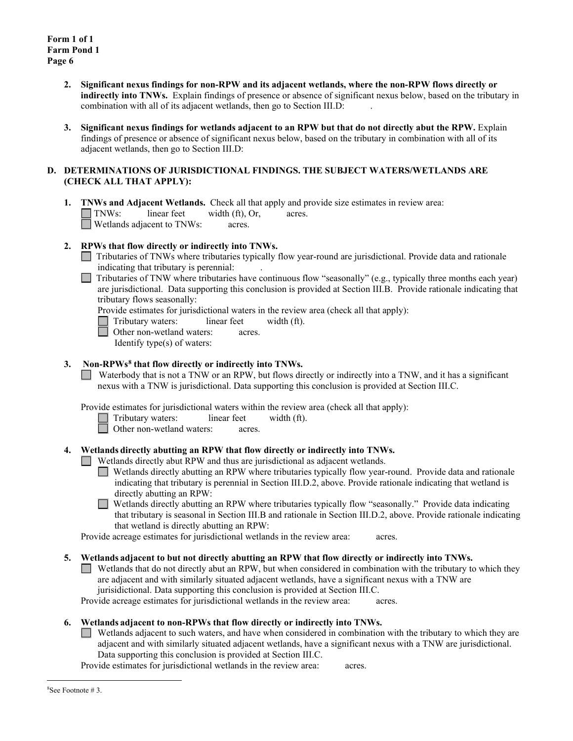2. **Significant nexus findings for non-RPW and its adjacent wetlands, where the non-RPW flows directly or indirectly into TNWs.** Explain findings of presence or absence of significant nexus below, based on the tributary in combination with all of its adjacent wetlands, then go to Section III.D: .

3. **Significant nexus findings for wetlands adjacent to an RPW but that do not directly abut the RPW.** Explain findings of presence or absence of significant nexus below, based on the tributary in combination with all of its adjacent wetlands, then go to Section III.D:

**D. DETERMINATIONS OF JURISDICTIONAL FINDINGS. THE SUBJECT WATERS/WETLANDS ARE (CHECK ALL THAT APPLY):**

1. **TNWs and Adjacent Wetlands.** Check all that apply and provide size estimates in review area:
   - ☐ TNWs: linear feet width (ft), Or, acres.
   - ☐ Wetlands adjacent to TNWs: acres.

2. **RPWs that flow directly or indirectly into TNWs.**
   - ☐ Tributaries of TNWs where tributaries typically flow year-round are jurisdictional. Provide data and rationale indicating that tributary is perennial: .
   - ☐ Tributaries of TNW where tributaries have continuous flow "seasonally" (e.g., typically three months each year) are jurisdictional. Data supporting this conclusion is provided at Section III.B. Provide rationale indicating that tributary flows seasonally:

   Provide estimates for jurisdictional waters in the review area (check all that apply):
   - ☐ Tributary waters: linear feet width (ft).
   - ☐ Other non-wetland waters: acres.
     Identify type(s) of waters:

3. **Non-RPWs[8] that flow directly or indirectly into TNWs.**
   - ☐ Waterbody that is not a TNW or an RPW, but flows directly or indirectly into a TNW, and it has a significant nexus with a TNW is jurisdictional. Data supporting this conclusion is provided at Section III.C.

   Provide estimates for jurisdictional waters within the review area (check all that apply):
   - ☐ Tributary waters: linear feet width (ft).
   - ☐ Other non-wetland waters: acres.

4. **Wetlands directly abutting an RPW that flow directly or indirectly into TNWs.**
   - ☐ Wetlands directly abut RPW and thus are jurisdictional as adjacent wetlands.
     - ☐ Wetlands directly abutting an RPW where tributaries typically flow year-round. Provide data and rationale indicating that tributary is perennial in Section III.D.2, above. Provide rationale indicating that wetland is directly abutting an RPW:
     - ☐ Wetlands directly abutting an RPW where tributaries typically flow "seasonally." Provide data indicating that tributary is seasonal in Section III.B and rationale in Section III.D.2, above. Provide rationale indicating that wetland is directly abutting an RPW:

   Provide acreage estimates for jurisdictional wetlands in the review area: acres.

5. **Wetlands adjacent to but not directly abutting an RPW that flow directly or indirectly into TNWs.**
   - ☐ Wetlands that do not directly abut an RPW, but when considered in combination with the tributary to which they are adjacent and with similarly situated adjacent wetlands, have a significant nexus with a TNW are jurisdictional. Data supporting this conclusion is provided at Section III.C.

   Provide acreage estimates for jurisdictional wetlands in the review area: acres.

6. **Wetlands adjacent to non-RPWs that flow directly or indirectly into TNWs.**
   - ☐ Wetlands adjacent to such waters, and have when considered in combination with the tributary to which they are adjacent and with similarly situated adjacent wetlands, have a significant nexus with a TNW are jurisdictional. Data supporting this conclusion is provided at Section III.C.

   Provide estimates for jurisdictional wetlands in the review area: acres.

---

[8] See Footnote # 3.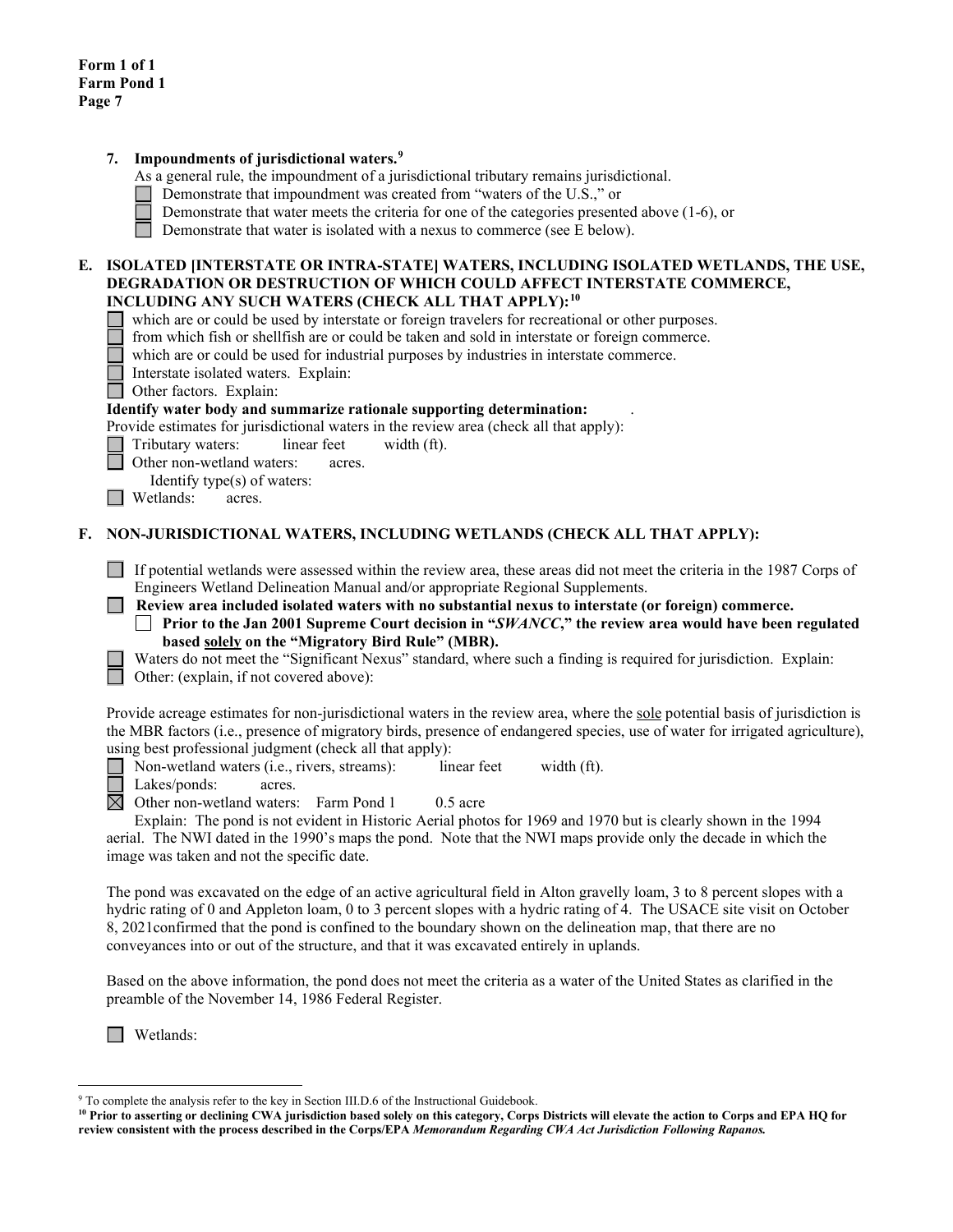7. **Impoundments of jurisdictional waters.**[9]

   As a general rule, the impoundment of a jurisdictional tributary remains jurisdictional.

   ☐ Demonstrate that impoundment was created from "waters of the U.S.," or
   ☐ Demonstrate that water meets the criteria for one of the categories presented above (1-6), or
   ☐ Demonstrate that water is isolated with a nexus to commerce (see E below).

**E. ISOLATED [INTERSTATE OR INTRA-STATE] WATERS, INCLUDING ISOLATED WETLANDS, THE USE, DEGRADATION OR DESTRUCTION OF WHICH COULD AFFECT INTERSTATE COMMERCE, INCLUDING ANY SUCH WATERS (CHECK ALL THAT APPLY):**[10]

☐ which are or could be used by interstate or foreign travelers for recreational or other purposes.
☐ from which fish or shellfish are or could be taken and sold in interstate or foreign commerce.
☐ which are or could be used for industrial purposes by industries in interstate commerce.
☐ Interstate isolated waters. Explain:
☐ Other factors. Explain:

**Identify water body and summarize rationale supporting determination:** .

Provide estimates for jurisdictional waters in the review area (check all that apply):

☐ Tributary waters: linear feet width (ft).
☐ Other non-wetland waters: acres.
  Identify type(s) of waters:
☐ Wetlands: acres.

**F. NON-JURISDICTIONAL WATERS, INCLUDING WETLANDS (CHECK ALL THAT APPLY):**

☐ If potential wetlands were assessed within the review area, these areas did not meet the criteria in the 1987 Corps of Engineers Wetland Delineation Manual and/or appropriate Regional Supplements.
☐ **Review area included isolated waters with no substantial nexus to interstate (or foreign) commerce.**
  ☐ **Prior to the Jan 2001 Supreme Court decision in "*SWANCC*," the review area would have been regulated based solely on the "Migratory Bird Rule" (MBR).**
☐ Waters do not meet the "Significant Nexus" standard, where such a finding is required for jurisdiction. Explain:
☐ Other: (explain, if not covered above):

Provide acreage estimates for non-jurisdictional waters in the review area, where the sole potential basis of jurisdiction is the MBR factors (i.e., presence of migratory birds, presence of endangered species, use of water for irrigated agriculture), using best professional judgment (check all that apply):

☐ Non-wetland waters (i.e., rivers, streams): linear feet width (ft).
☐ Lakes/ponds: acres.
☒ Other non-wetland waters: Farm Pond 1 0.5 acre

Explain: The pond is not evident in Historic Aerial photos for 1969 and 1970 but is clearly shown in the 1994 aerial. The NWI dated in the 1990's maps the pond. Note that the NWI maps provide only the decade in which the image was taken and not the specific date.

The pond was excavated on the edge of an active agricultural field in Alton gravelly loam, 3 to 8 percent slopes with a hydric rating of 0 and Appleton loam, 0 to 3 percent slopes with a hydric rating of 4. The USACE site visit on October 8, 2021confirmed that the pond is confined to the boundary shown on the delineation map, that there are no conveyances into or out of the structure, and that it was excavated entirely in uplands.

Based on the above information, the pond does not meet the criteria as a water of the United States as clarified in the preamble of the November 14, 1986 Federal Register.

☐ Wetlands:

---

[9] To complete the analysis refer to the key in Section III.D.6 of the Instructional Guidebook.

[10] **Prior to asserting or declining CWA jurisdiction based solely on this category, Corps Districts will elevate the action to Corps and EPA HQ for review consistent with the process described in the Corps/EPA *Memorandum Regarding CWA Act Jurisdiction Following Rapanos.***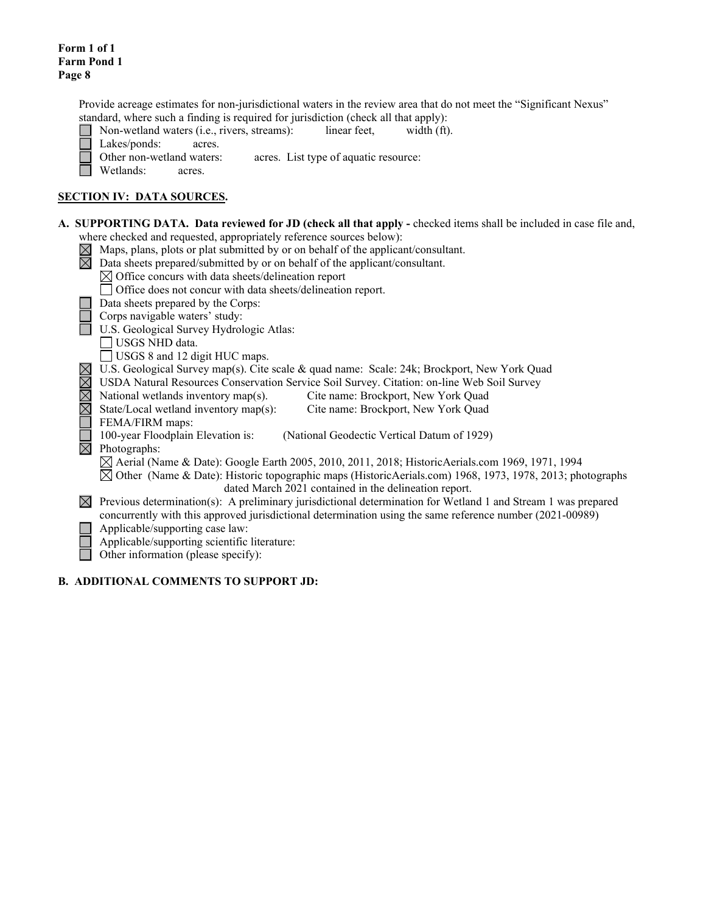**Form 1 of 1**
**Farm Pond 1**
**Page 8**

Provide acreage estimates for non-jurisdictional waters in the review area that do not meet the "Significant Nexus" standard, where such a finding is required for jurisdiction (check all that apply):

☐ Non-wetland waters (i.e., rivers, streams): linear feet, width (ft).
☐ Lakes/ponds: acres.
☐ Other non-wetland waters: acres. List type of aquatic resource:
☐ Wetlands: acres.

## SECTION IV: DATA SOURCES.

**A. SUPPORTING DATA. Data reviewed for JD (check all that apply -** checked items shall be included in case file and, where checked and requested, appropriately reference sources below):

☒ Maps, plans, plots or plat submitted by or on behalf of the applicant/consultant.
☒ Data sheets prepared/submitted by or on behalf of the applicant/consultant.
 ☒ Office concurs with data sheets/delineation report
 ☐ Office does not concur with data sheets/delineation report.
☐ Data sheets prepared by the Corps:
☐ Corps navigable waters' study:
☐ U.S. Geological Survey Hydrologic Atlas:
 ☐ USGS NHD data.
 ☐ USGS 8 and 12 digit HUC maps.
☒ U.S. Geological Survey map(s). Cite scale & quad name: Scale: 24k; Brockport, New York Quad
☒ USDA Natural Resources Conservation Service Soil Survey. Citation: on-line Web Soil Survey
☒ National wetlands inventory map(s). Cite name: Brockport, New York Quad
☒ State/Local wetland inventory map(s): Cite name: Brockport, New York Quad
☐ FEMA/FIRM maps:
☐ 100-year Floodplain Elevation is: (National Geodectic Vertical Datum of 1929)
☒ Photographs:
 ☒ Aerial (Name & Date): Google Earth 2005, 2010, 2011, 2018; HistoricAerials.com 1969, 1971, 1994
 ☒ Other (Name & Date): Historic topographic maps (HistoricAerials.com) 1968, 1973, 1978, 2013; photographs dated March 2021 contained in the delineation report.
☒ Previous determination(s): A preliminary jurisdictional determination for Wetland 1 and Stream 1 was prepared concurrently with this approved jurisdictional determination using the same reference number (2021-00989)
☐ Applicable/supporting case law:
☐ Applicable/supporting scientific literature:
☐ Other information (please specify):

**B. ADDITIONAL COMMENTS TO SUPPORT JD:**